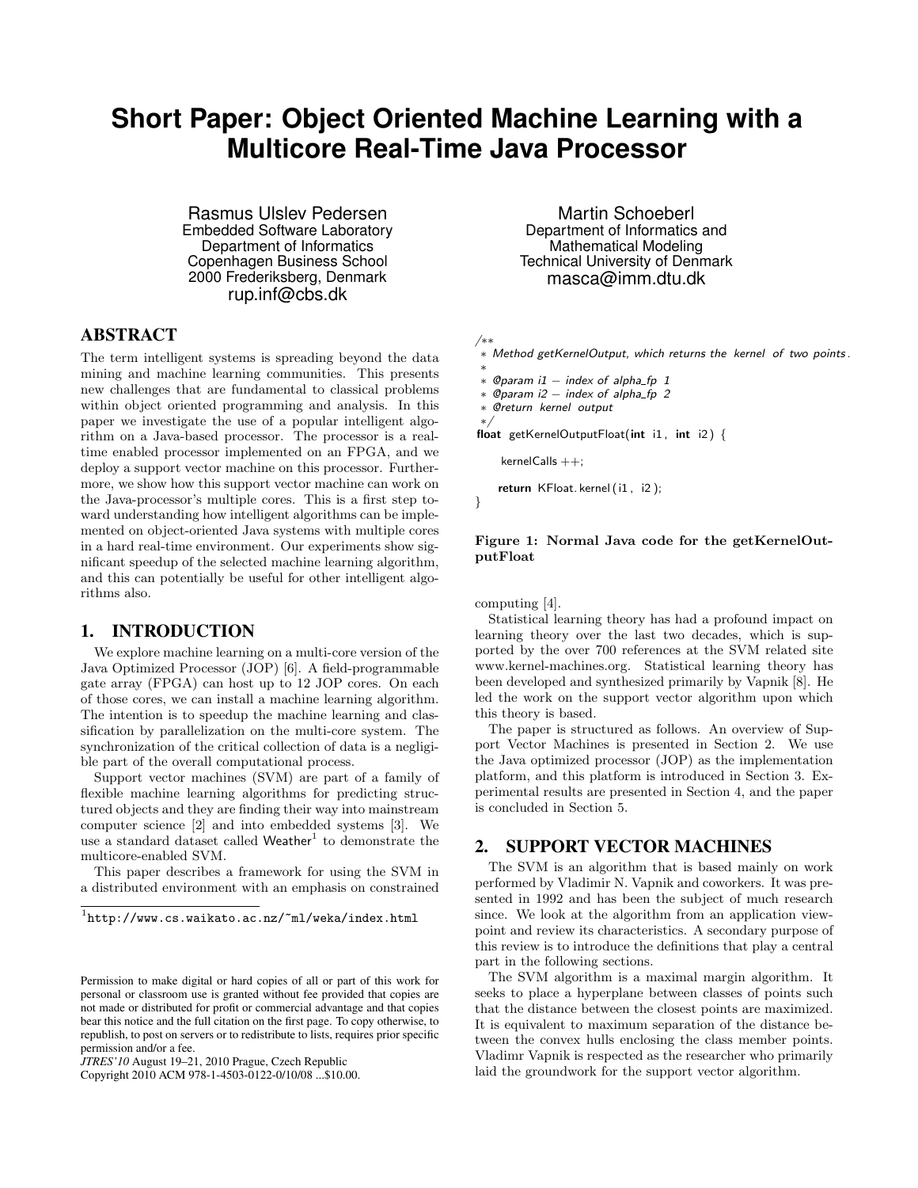# Short Paper: Object Oriented Machine Learning with a Multicore Real-Time Java Processor

Rasmus Ulslev Pedersen
Embedded Software Laboratory
Department of Informatics
Copenhagen Business School
2000 Frederiksberg, Denmark
rup.inf@cbs.dk

Martin Schoeberl
Department of Informatics and Mathematical Modeling
Technical University of Denmark
masca@imm.dtu.dk

## ABSTRACT

The term intelligent systems is spreading beyond the data mining and machine learning communities. This presents new challenges that are fundamental to classical problems within object oriented programming and analysis. In this paper we investigate the use of a popular intelligent algorithm on a Java-based processor. The processor is a real-time enabled processor implemented on an FPGA, and we deploy a support vector machine on this processor. Furthermore, we show how this support vector machine can work on the Java-processor's multiple cores. This is a first step toward understanding how intelligent algorithms can be implemented on object-oriented Java systems with multiple cores in a hard real-time environment. Our experiments show significant speedup of the selected machine learning algorithm, and this can potentially be useful for other intelligent algorithms also.

## 1. INTRODUCTION

We explore machine learning on a multi-core version of the Java Optimized Processor (JOP) [6]. A field-programmable gate array (FPGA) can host up to 12 JOP cores. On each of those cores, we can install a machine learning algorithm. The intention is to speedup the machine learning and classification by parallelization on the multi-core system. The synchronization of the critical collection of data is a negligible part of the overall computational process.

Support vector machines (SVM) are part of a family of flexible machine learning algorithms for predicting structured objects and they are finding their way into mainstream computer science [2] and into embedded systems [3]. We use a standard dataset called Weather[1] to demonstrate the multicore-enabled SVM.

This paper describes a framework for using the SVM in a distributed environment with an emphasis on constrained computing [4].

Statistical learning theory has had a profound impact on learning theory over the last two decades, which is supported by the over 700 references at the SVM related site www.kernel-machines.org. Statistical learning theory has been developed and synthesized primarily by Vapnik [8]. He led the work on the support vector algorithm upon which this theory is based.

The paper is structured as follows. An overview of Support Vector Machines is presented in Section 2. We use the Java optimized processor (JOP) as the implementation platform, and this platform is introduced in Section 3. Experimental results are presented in Section 4, and the paper is concluded in Section 5.

[1] http://www.cs.waikato.ac.nz/~ml/weka/index.html

Permission to make digital or hard copies of all or part of this work for personal or classroom use is granted without fee provided that copies are not made or distributed for profit or commercial advantage and that copies bear this notice and the full citation on the first page. To copy otherwise, to republish, to post on servers or to redistribute to lists, requires prior specific permission and/or a fee.
*JTRES'10* August 19–21, 2010 Prague, Czech Republic
Copyright 2010 ACM 978-1-4503-0122-0/10/08 ...$10.00.

```
/**
 * Method getKernelOutput, which returns the kernel of two points.
 *
 * @param i1 − index of alpha_fp 1
 * @param i2 − index of alpha_fp 2
 * @return kernel output
 */
float getKernelOutputFloat(int i1, int i2) {

    kernelCalls ++;

    return KFloat.kernel(i1, i2);
}
```

**Figure 1: Normal Java code for the getKernelOutputFloat**

## 2. SUPPORT VECTOR MACHINES

The SVM is an algorithm that is based mainly on work performed by Vladimir N. Vapnik and coworkers. It was presented in 1992 and has been the subject of much research since. We look at the algorithm from an application viewpoint and review its characteristics. A secondary purpose of this review is to introduce the definitions that play a central part in the following sections.

The SVM algorithm is a maximal margin algorithm. It seeks to place a hyperplane between classes of points such that the distance between the closest points are maximized. It is equivalent to maximum separation of the distance between the convex hulls enclosing the class member points. Vladimr Vapnik is respected as the researcher who primarily laid the groundwork for the support vector algorithm.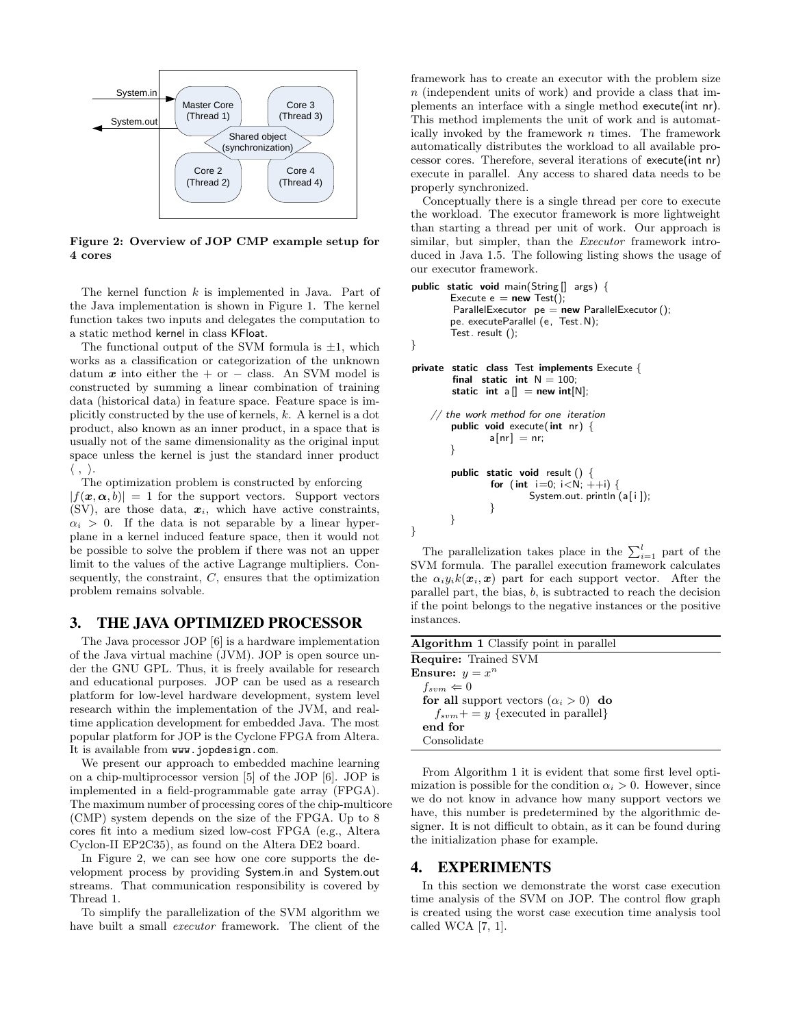**Figure 2: Overview of JOP CMP example setup for 4 cores**

The kernel function $k$ is implemented in Java. Part of the Java implementation is shown in Figure 1. The kernel function takes two inputs and delegates the computation to a static method kernel in class KFloat.

The functional output of the SVM formula is $\pm 1$, which works as a classification or categorization of the unknown datum $\boldsymbol{x}$ into either the + or − class. An SVM model is constructed by summing a linear combination of training data (historical data) in feature space. Feature space is implicitly constructed by the use of kernels, $k$. A kernel is a dot product, also known as an inner product, in a space that is usually not of the same dimensionality as the original input space unless the kernel is just the standard inner product $\langle \, , \, \rangle$.

The optimization problem is constructed by enforcing $|f(\boldsymbol{x}, \boldsymbol{\alpha}, b)| = 1$ for the support vectors. Support vectors (SV), are those data, $\boldsymbol{x}_i$, which have active constraints, $\alpha_i > 0$. If the data is not separable by a linear hyperplane in a kernel induced feature space, then it would not be possible to solve the problem if there was not an upper limit to the values of the active Lagrange multipliers. Consequently, the constraint, $C$, ensures that the optimization problem remains solvable.

## 3. THE JAVA OPTIMIZED PROCESSOR

The Java processor JOP [6] is a hardware implementation of the Java virtual machine (JVM). JOP is open source under the GNU GPL. Thus, it is freely available for research and educational purposes. JOP can be used as a research platform for low-level hardware development, system level research within the implementation of the JVM, and real-time application development for embedded Java. The most popular platform for JOP is the Cyclone FPGA from Altera. It is available from www.jopdesign.com.

We present our approach to embedded machine learning on a chip-multiprocessor version [5] of the JOP [6]. JOP is implemented in a field-programmable gate array (FPGA). The maximum number of processing cores of the chip-multicore (CMP) system depends on the size of the FPGA. Up to 8 cores fit into a medium sized low-cost FPGA (e.g., Altera Cyclon-II EP2C35), as found on the Altera DE2 board.

In Figure 2, we can see how one core supports the development process by providing System.in and System.out streams. That communication responsibility is covered by Thread 1.

To simplify the parallelization of the SVM algorithm we have built a small *executor* framework. The client of the framework has to create an executor with the problem size $n$ (independent units of work) and provide a class that implements an interface with a single method execute(int nr). This method implements the unit of work and is automatically invoked by the framework $n$ times. The framework automatically distributes the workload to all available processor cores. Therefore, several iterations of execute(int nr) execute in parallel. Any access to shared data needs to be properly synchronized.

Conceptually there is a single thread per core to execute the workload. The executor framework is more lightweight than starting a thread per unit of work. Our approach is similar, but simpler, than the *Executor* framework introduced in Java 1.5. The following listing shows the usage of our executor framework.

```
public static void main(String[] args) {
        Execute e = new Test();
        ParallelExecutor pe = new ParallelExecutor();
        pe.executeParallel(e, Test.N);
        Test.result();
}

private static class Test implements Execute {
        final static int N = 100;
        static int a[] = new int[N];

    // the work method for one iteration
        public void execute(int nr) {
                a[nr] = nr;
        }

        public static void result() {
                for (int i=0; i<N; ++i) {
                        System.out.println(a[i]);
                }
        }
}
```

The parallelization takes place in the $\sum_{i=1}^{l}$ part of the SVM formula. The parallel execution framework calculates the $\alpha_i y_i k(\boldsymbol{x}_i, \boldsymbol{x})$ part for each support vector. After the parallel part, the bias, $b$, is subtracted to reach the decision if the point belongs to the negative instances or the positive instances.

**Algorithm 1** Classify point in parallel

**Require:** Trained SVM
**Ensure:** $y = x^n$
  $f_{svm} \Leftarrow 0$
  **for all** support vectors ($\alpha_i > 0$) **do**
    $f_{svm} += y$ {executed in parallel}
  **end for**
  Consolidate

From Algorithm 1 it is evident that some first level optimization is possible for the condition $\alpha_i > 0$. However, since we do not know in advance how many support vectors we have, this number is predetermined by the algorithmic designer. It is not difficult to obtain, as it can be found during the initialization phase for example.

## 4. EXPERIMENTS

In this section we demonstrate the worst case execution time analysis of the SVM on JOP. The control flow graph is created using the worst case execution time analysis tool called WCA [7, 1].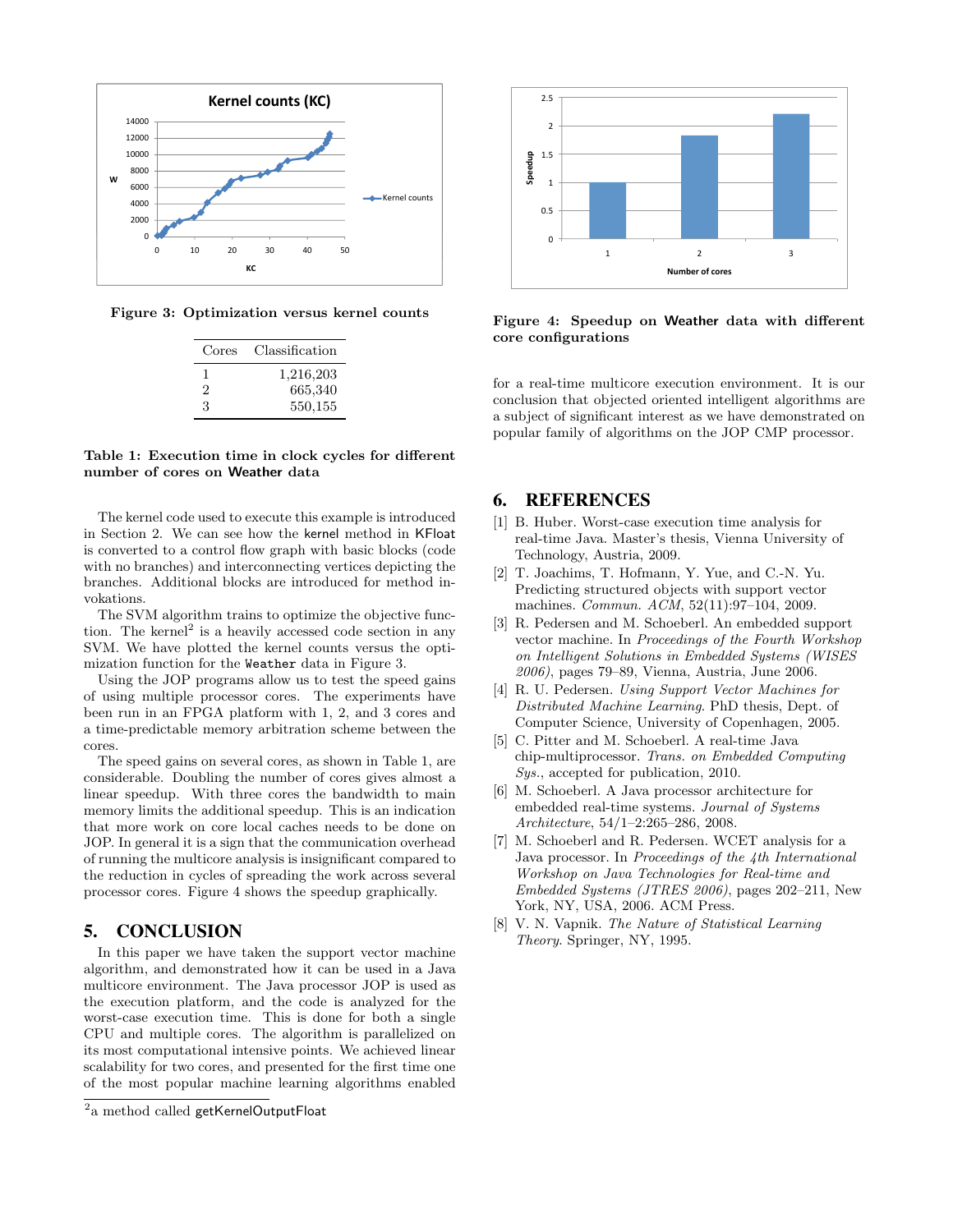Kernel counts (KC)

14000
12000
10000
8000
6000
4000
2000
0

W

0 10 20 30 40 50

KC

Kernel counts

**Figure 3: Optimization versus kernel counts**

| Cores | Classification |
|---|---|
| 1 | 1,216,203 |
| 2 | 665,340 |
| 3 | 550,155 |

**Table 1: Execution time in clock cycles for different number of cores on Weather data**

The kernel code used to execute this example is introduced in Section 2. We can see how the kernel method in KFloat is converted to a control flow graph with basic blocks (code with no branches) and interconnecting vertices depicting the branches. Additional blocks are introduced for method invokations.

The SVM algorithm trains to optimize the objective function. The kernel[2] is a heavily accessed code section in any SVM. We have plotted the kernel counts versus the optimization function for the Weather data in Figure 3.

Using the JOP programs allow us to test the speed gains of using multiple processor cores. The experiments have been run in an FPGA platform with 1, 2, and 3 cores and a time-predictable memory arbitration scheme between the cores.

The speed gains on several cores, as shown in Table 1, are considerable. Doubling the number of cores gives almost a linear speedup. With three cores the bandwidth to main memory limits the additional speedup. This is an indication that more work on core local caches needs to be done on JOP. In general it is a sign that the communication overhead of running the multicore analysis is insignificant compared to the reduction in cycles of spreading the work across several processor cores. Figure 4 shows the speedup graphically.

## 5. CONCLUSION

In this paper we have taken the support vector machine algorithm, and demonstrated how it can be used in a Java multicore environment. The Java processor JOP is used as the execution platform, and the code is analyzed for the worst-case execution time. This is done for both a single CPU and multiple cores. The algorithm is parallelized on its most computational intensive points. We achieved linear scalability for two cores, and presented for the first time one of the most popular machine learning algorithms enabled for a real-time multicore execution environment. It is our conclusion that objected oriented intelligent algorithms are a subject of significant interest as we have demonstrated on popular family of algorithms on the JOP CMP processor.

[2] a method called getKernelOutputFloat

2.5
2
1.5
1
0.5
0

Speedup

1 2 3

Number of cores

**Figure 4: Speedup on Weather data with different core configurations**

## 6. REFERENCES

[1] B. Huber. Worst-case execution time analysis for real-time Java. Master's thesis, Vienna University of Technology, Austria, 2009.

[2] T. Joachims, T. Hofmann, Y. Yue, and C.-N. Yu. Predicting structured objects with support vector machines. *Commun. ACM*, 52(11):97–104, 2009.

[3] R. Pedersen and M. Schoeberl. An embedded support vector machine. In *Proceedings of the Fourth Workshop on Intelligent Solutions in Embedded Systems (WISES 2006)*, pages 79–89, Vienna, Austria, June 2006.

[4] R. U. Pedersen. *Using Support Vector Machines for Distributed Machine Learning*. PhD thesis, Dept. of Computer Science, University of Copenhagen, 2005.

[5] C. Pitter and M. Schoeberl. A real-time Java chip-multiprocessor. *Trans. on Embedded Computing Sys.*, accepted for publication, 2010.

[6] M. Schoeberl. A Java processor architecture for embedded real-time systems. *Journal of Systems Architecture*, 54/1–2:265–286, 2008.

[7] M. Schoeberl and R. Pedersen. WCET analysis for a Java processor. In *Proceedings of the 4th International Workshop on Java Technologies for Real-time and Embedded Systems (JTRES 2006)*, pages 202–211, New York, NY, USA, 2006. ACM Press.

[8] V. N. Vapnik. *The Nature of Statistical Learning Theory*. Springer, NY, 1995.